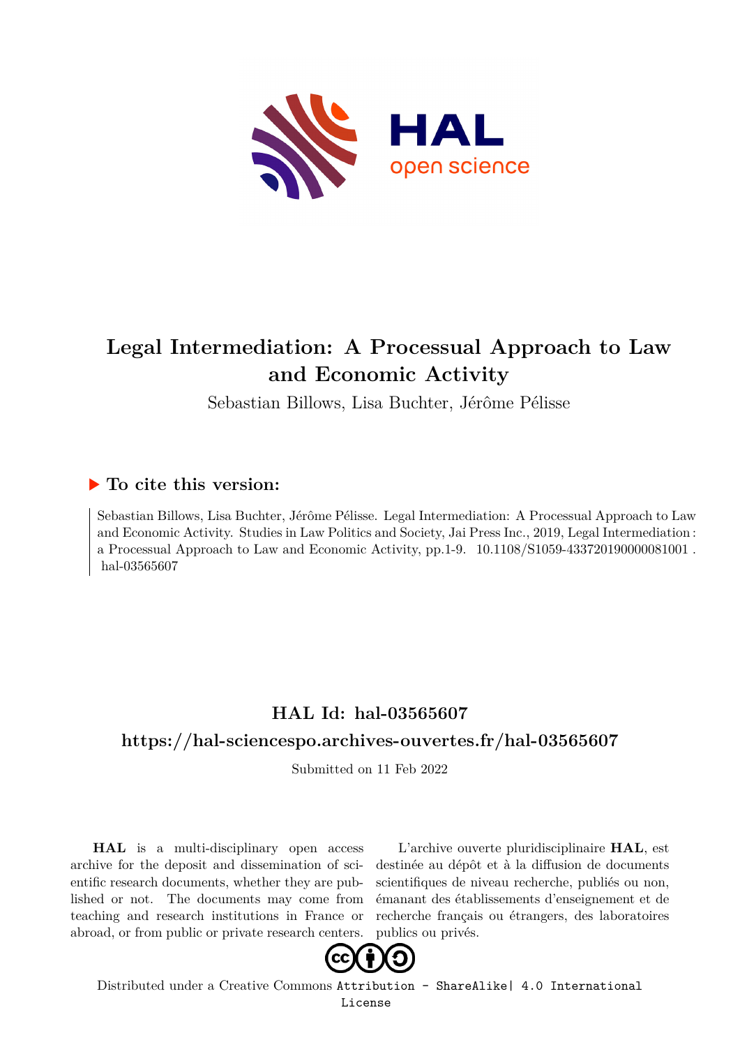# Legal Intermediation: A Processual Approach to Law and Economic Activity

Sebastian Billows, Lisa Buchter, Jérôme Pélisse

## ▶ To cite this version:

Sebastian Billows, Lisa Buchter, Jérôme Pélisse. Legal Intermediation: A Processual Approach to Law and Economic Activity. Studies in Law Politics and Society, Jai Press Inc., 2019, Legal Intermediation : a Processual Approach to Law and Economic Activity, pp.1-9. 10.1108/S1059-433720190000081001 . hal-03565607

## HAL Id: hal-03565607

## https://hal-sciencespo.archives-ouvertes.fr/hal-03565607

Submitted on 11 Feb 2022

**HAL** is a multi-disciplinary open access archive for the deposit and dissemination of scientific research documents, whether they are published or not. The documents may come from teaching and research institutions in France or abroad, or from public or private research centers.

L'archive ouverte pluridisciplinaire **HAL**, est destinée au dépôt et à la diffusion de documents scientifiques de niveau recherche, publiés ou non, émanant des établissements d'enseignement et de recherche français ou étrangers, des laboratoires publics ou privés.

Distributed under a Creative Commons Attribution - ShareAlike| 4.0 International License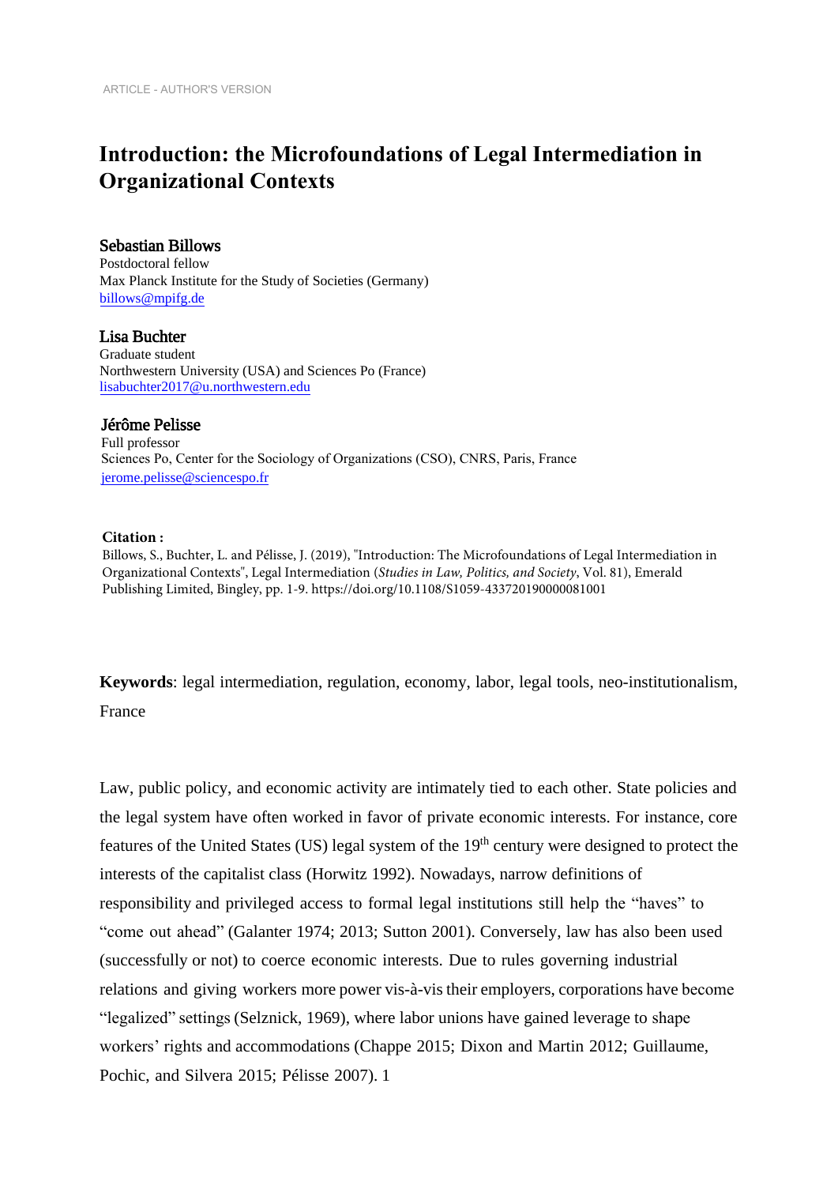ARTICLE - AUTHOR'S VERSION

# Introduction: the Microfoundations of Legal Intermediation in Organizational Contexts

**Sebastian Billows**
Postdoctoral fellow
Max Planck Institute for the Study of Societies (Germany)
billows@mpifg.de

**Lisa Buchter**
Graduate student
Northwestern University (USA) and Sciences Po (France)
lisabuchter2017@u.northwestern.edu

**Jérôme Pelisse**
Full professor
Sciences Po, Center for the Sociology of Organizations (CSO), CNRS, Paris, France
jerome.pelisse@sciencespo.fr

**Citation :**
Billows, S., Buchter, L. and Pélisse, J. (2019), "Introduction: The Microfoundations of Legal Intermediation in Organizational Contexts", Legal Intermediation (*Studies in Law, Politics, and Society*, Vol. 81), Emerald Publishing Limited, Bingley, pp. 1-9. https://doi.org/10.1108/S1059-433720190000081001

**Keywords**: legal intermediation, regulation, economy, labor, legal tools, neo-institutionalism, France

Law, public policy, and economic activity are intimately tied to each other. State policies and the legal system have often worked in favor of private economic interests. For instance, core features of the United States (US) legal system of the 19th century were designed to protect the interests of the capitalist class (Horwitz 1992). Nowadays, narrow definitions of responsibility and privileged access to formal legal institutions still help the "haves" to "come out ahead" (Galanter 1974; 2013; Sutton 2001). Conversely, law has also been used (successfully or not) to coerce economic interests. Due to rules governing industrial relations and giving workers more power vis-à-vis their employers, corporations have become "legalized" settings (Selznick, 1969), where labor unions have gained leverage to shape workers' rights and accommodations (Chappe 2015; Dixon and Martin 2012; Guillaume, Pochic, and Silvera 2015; Pélisse 2007). 1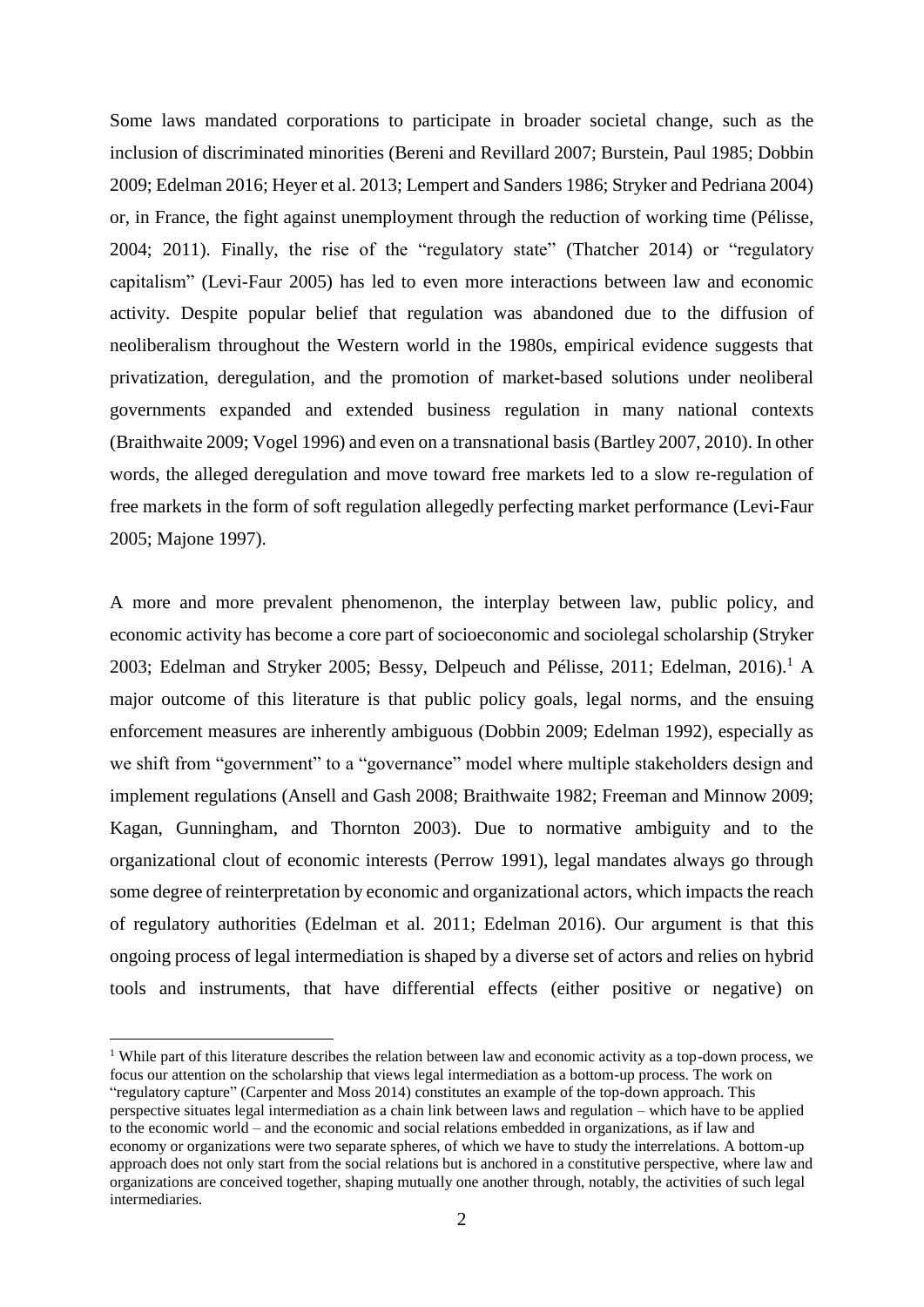Some laws mandated corporations to participate in broader societal change, such as the inclusion of discriminated minorities (Bereni and Revillard 2007; Burstein, Paul 1985; Dobbin 2009; Edelman 2016; Heyer et al. 2013; Lempert and Sanders 1986; Stryker and Pedriana 2004) or, in France, the fight against unemployment through the reduction of working time (Pélisse, 2004; 2011). Finally, the rise of the "regulatory state" (Thatcher 2014) or "regulatory capitalism" (Levi-Faur 2005) has led to even more interactions between law and economic activity. Despite popular belief that regulation was abandoned due to the diffusion of neoliberalism throughout the Western world in the 1980s, empirical evidence suggests that privatization, deregulation, and the promotion of market-based solutions under neoliberal governments expanded and extended business regulation in many national contexts (Braithwaite 2009; Vogel 1996) and even on a transnational basis (Bartley 2007, 2010). In other words, the alleged deregulation and move toward free markets led to a slow re-regulation of free markets in the form of soft regulation allegedly perfecting market performance (Levi-Faur 2005; Majone 1997).

A more and more prevalent phenomenon, the interplay between law, public policy, and economic activity has become a core part of socioeconomic and sociolegal scholarship (Stryker 2003; Edelman and Stryker 2005; Bessy, Delpeuch and Pélisse, 2011; Edelman, 2016).[1] A major outcome of this literature is that public policy goals, legal norms, and the ensuing enforcement measures are inherently ambiguous (Dobbin 2009; Edelman 1992), especially as we shift from "government" to a "governance" model where multiple stakeholders design and implement regulations (Ansell and Gash 2008; Braithwaite 1982; Freeman and Minnow 2009; Kagan, Gunningham, and Thornton 2003). Due to normative ambiguity and to the organizational clout of economic interests (Perrow 1991), legal mandates always go through some degree of reinterpretation by economic and organizational actors, which impacts the reach of regulatory authorities (Edelman et al. 2011; Edelman 2016). Our argument is that this ongoing process of legal intermediation is shaped by a diverse set of actors and relies on hybrid tools and instruments, that have differential effects (either positive or negative) on

[1] While part of this literature describes the relation between law and economic activity as a top-down process, we focus our attention on the scholarship that views legal intermediation as a bottom-up process. The work on "regulatory capture" (Carpenter and Moss 2014) constitutes an example of the top-down approach. This perspective situates legal intermediation as a chain link between laws and regulation – which have to be applied to the economic world – and the economic and social relations embedded in organizations, as if law and economy or organizations were two separate spheres, of which we have to study the interrelations. A bottom-up approach does not only start from the social relations but is anchored in a constitutive perspective, where law and organizations are conceived together, shaping mutually one another through, notably, the activities of such legal intermediaries.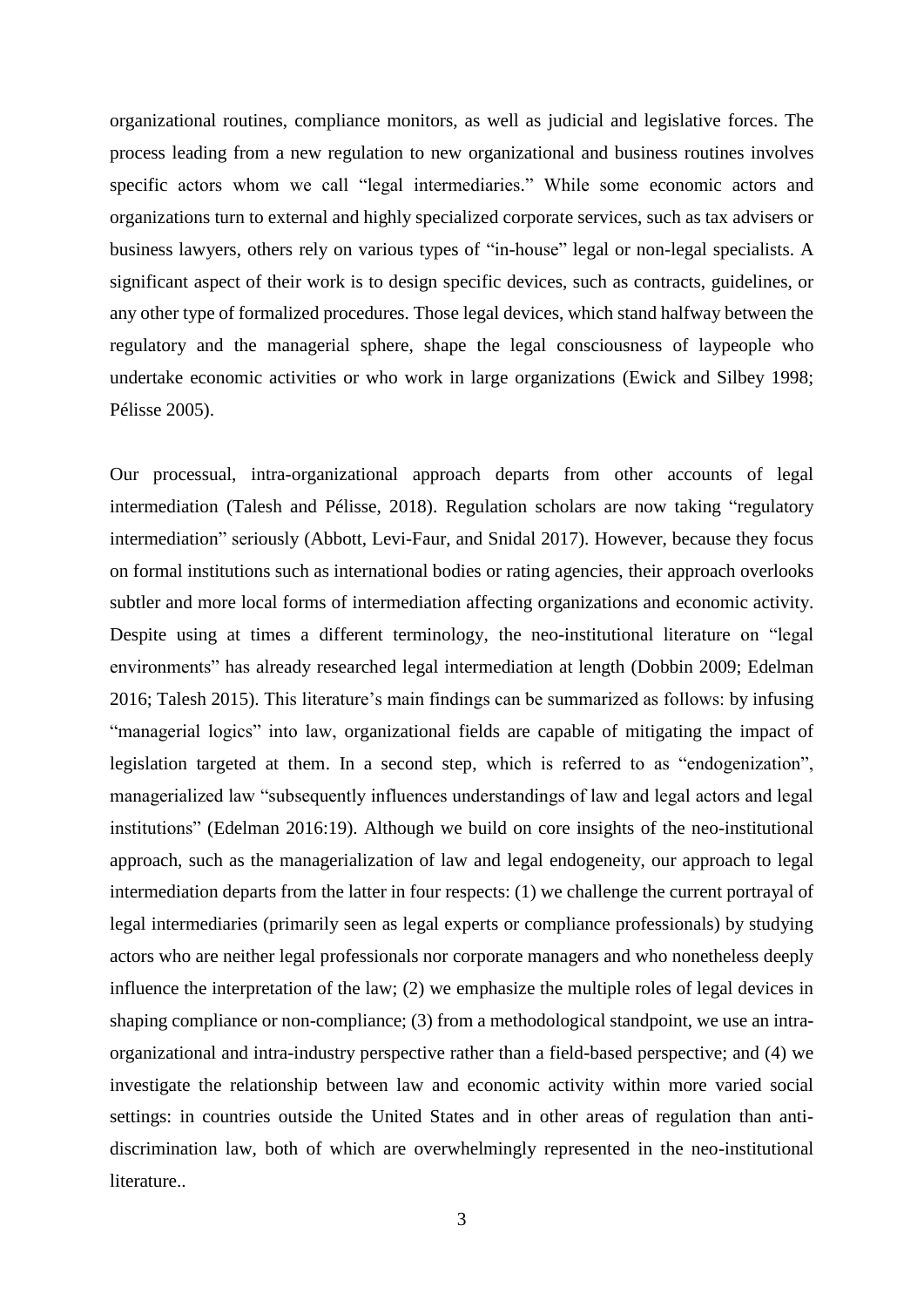organizational routines, compliance monitors, as well as judicial and legislative forces. The process leading from a new regulation to new organizational and business routines involves specific actors whom we call "legal intermediaries." While some economic actors and organizations turn to external and highly specialized corporate services, such as tax advisers or business lawyers, others rely on various types of "in-house" legal or non-legal specialists. A significant aspect of their work is to design specific devices, such as contracts, guidelines, or any other type of formalized procedures. Those legal devices, which stand halfway between the regulatory and the managerial sphere, shape the legal consciousness of laypeople who undertake economic activities or who work in large organizations (Ewick and Silbey 1998; Pélisse 2005).

Our processual, intra-organizational approach departs from other accounts of legal intermediation (Talesh and Pélisse, 2018). Regulation scholars are now taking "regulatory intermediation" seriously (Abbott, Levi-Faur, and Snidal 2017). However, because they focus on formal institutions such as international bodies or rating agencies, their approach overlooks subtler and more local forms of intermediation affecting organizations and economic activity. Despite using at times a different terminology, the neo-institutional literature on "legal environments" has already researched legal intermediation at length (Dobbin 2009; Edelman 2016; Talesh 2015). This literature's main findings can be summarized as follows: by infusing "managerial logics" into law, organizational fields are capable of mitigating the impact of legislation targeted at them. In a second step, which is referred to as "endogenization", managerialized law "subsequently influences understandings of law and legal actors and legal institutions" (Edelman 2016:19). Although we build on core insights of the neo-institutional approach, such as the managerialization of law and legal endogeneity, our approach to legal intermediation departs from the latter in four respects: (1) we challenge the current portrayal of legal intermediaries (primarily seen as legal experts or compliance professionals) by studying actors who are neither legal professionals nor corporate managers and who nonetheless deeply influence the interpretation of the law; (2) we emphasize the multiple roles of legal devices in shaping compliance or non-compliance; (3) from a methodological standpoint, we use an intra-organizational and intra-industry perspective rather than a field-based perspective; and (4) we investigate the relationship between law and economic activity within more varied social settings: in countries outside the United States and in other areas of regulation than anti-discrimination law, both of which are overwhelmingly represented in the neo-institutional literature..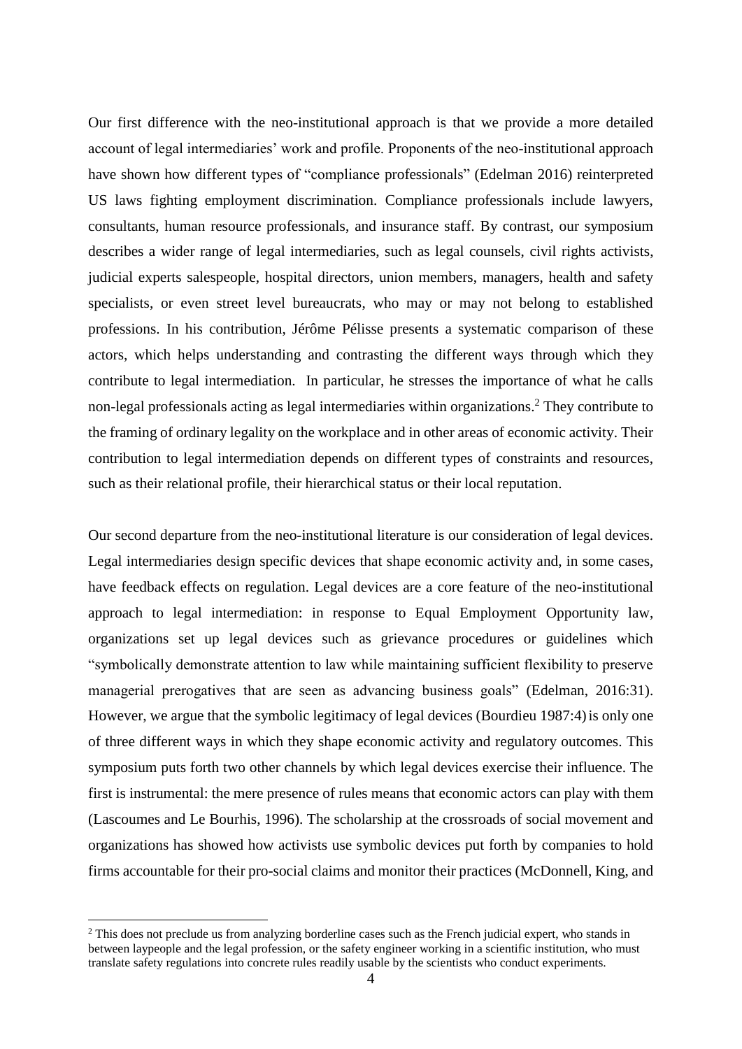Our first difference with the neo-institutional approach is that we provide a more detailed account of legal intermediaries' work and profile. Proponents of the neo-institutional approach have shown how different types of "compliance professionals" (Edelman 2016) reinterpreted US laws fighting employment discrimination. Compliance professionals include lawyers, consultants, human resource professionals, and insurance staff. By contrast, our symposium describes a wider range of legal intermediaries, such as legal counsels, civil rights activists, judicial experts salespeople, hospital directors, union members, managers, health and safety specialists, or even street level bureaucrats, who may or may not belong to established professions. In his contribution, Jérôme Pélisse presents a systematic comparison of these actors, which helps understanding and contrasting the different ways through which they contribute to legal intermediation. In particular, he stresses the importance of what he calls non-legal professionals acting as legal intermediaries within organizations.[2] They contribute to the framing of ordinary legality on the workplace and in other areas of economic activity. Their contribution to legal intermediation depends on different types of constraints and resources, such as their relational profile, their hierarchical status or their local reputation.

Our second departure from the neo-institutional literature is our consideration of legal devices. Legal intermediaries design specific devices that shape economic activity and, in some cases, have feedback effects on regulation. Legal devices are a core feature of the neo-institutional approach to legal intermediation: in response to Equal Employment Opportunity law, organizations set up legal devices such as grievance procedures or guidelines which "symbolically demonstrate attention to law while maintaining sufficient flexibility to preserve managerial prerogatives that are seen as advancing business goals" (Edelman, 2016:31). However, we argue that the symbolic legitimacy of legal devices (Bourdieu 1987:4) is only one of three different ways in which they shape economic activity and regulatory outcomes. This symposium puts forth two other channels by which legal devices exercise their influence. The first is instrumental: the mere presence of rules means that economic actors can play with them (Lascoumes and Le Bourhis, 1996). The scholarship at the crossroads of social movement and organizations has showed how activists use symbolic devices put forth by companies to hold firms accountable for their pro-social claims and monitor their practices (McDonnell, King, and

[2] This does not preclude us from analyzing borderline cases such as the French judicial expert, who stands in between laypeople and the legal profession, or the safety engineer working in a scientific institution, who must translate safety regulations into concrete rules readily usable by the scientists who conduct experiments.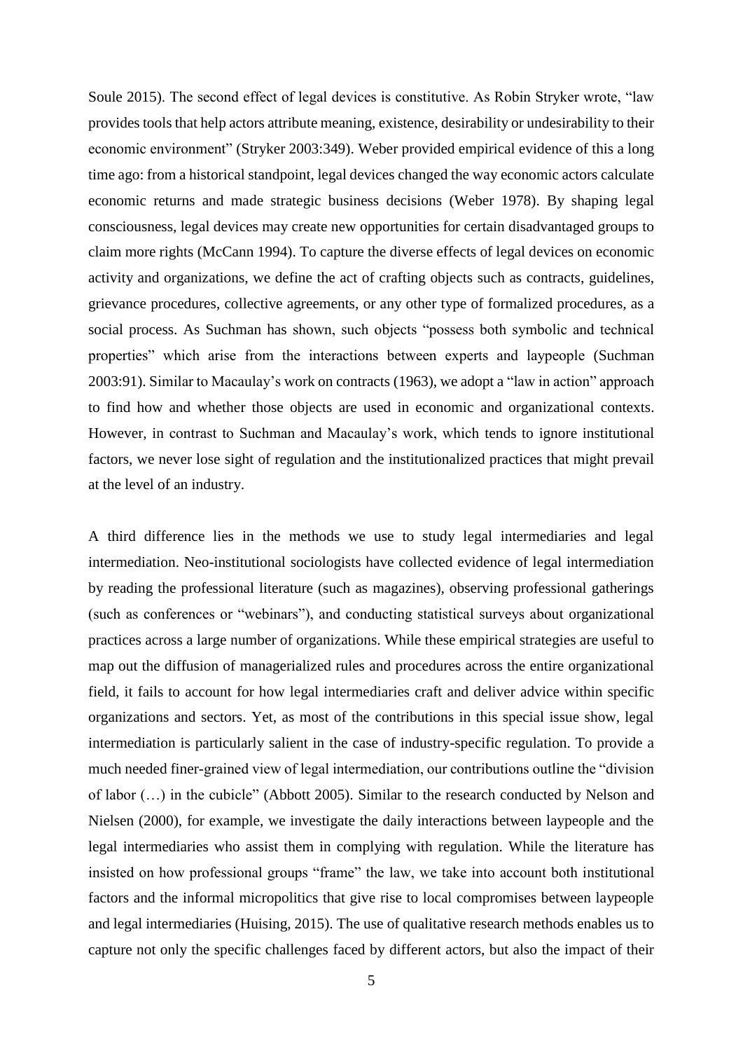Soule 2015). The second effect of legal devices is constitutive. As Robin Stryker wrote, "law provides tools that help actors attribute meaning, existence, desirability or undesirability to their economic environment" (Stryker 2003:349). Weber provided empirical evidence of this a long time ago: from a historical standpoint, legal devices changed the way economic actors calculate economic returns and made strategic business decisions (Weber 1978). By shaping legal consciousness, legal devices may create new opportunities for certain disadvantaged groups to claim more rights (McCann 1994). To capture the diverse effects of legal devices on economic activity and organizations, we define the act of crafting objects such as contracts, guidelines, grievance procedures, collective agreements, or any other type of formalized procedures, as a social process. As Suchman has shown, such objects "possess both symbolic and technical properties" which arise from the interactions between experts and laypeople (Suchman 2003:91). Similar to Macaulay's work on contracts (1963), we adopt a "law in action" approach to find how and whether those objects are used in economic and organizational contexts. However, in contrast to Suchman and Macaulay's work, which tends to ignore institutional factors, we never lose sight of regulation and the institutionalized practices that might prevail at the level of an industry.

A third difference lies in the methods we use to study legal intermediaries and legal intermediation. Neo-institutional sociologists have collected evidence of legal intermediation by reading the professional literature (such as magazines), observing professional gatherings (such as conferences or "webinars"), and conducting statistical surveys about organizational practices across a large number of organizations. While these empirical strategies are useful to map out the diffusion of managerialized rules and procedures across the entire organizational field, it fails to account for how legal intermediaries craft and deliver advice within specific organizations and sectors. Yet, as most of the contributions in this special issue show, legal intermediation is particularly salient in the case of industry-specific regulation. To provide a much needed finer-grained view of legal intermediation, our contributions outline the "division of labor (…) in the cubicle" (Abbott 2005). Similar to the research conducted by Nelson and Nielsen (2000), for example, we investigate the daily interactions between laypeople and the legal intermediaries who assist them in complying with regulation. While the literature has insisted on how professional groups "frame" the law, we take into account both institutional factors and the informal micropolitics that give rise to local compromises between laypeople and legal intermediaries (Huising, 2015). The use of qualitative research methods enables us to capture not only the specific challenges faced by different actors, but also the impact of their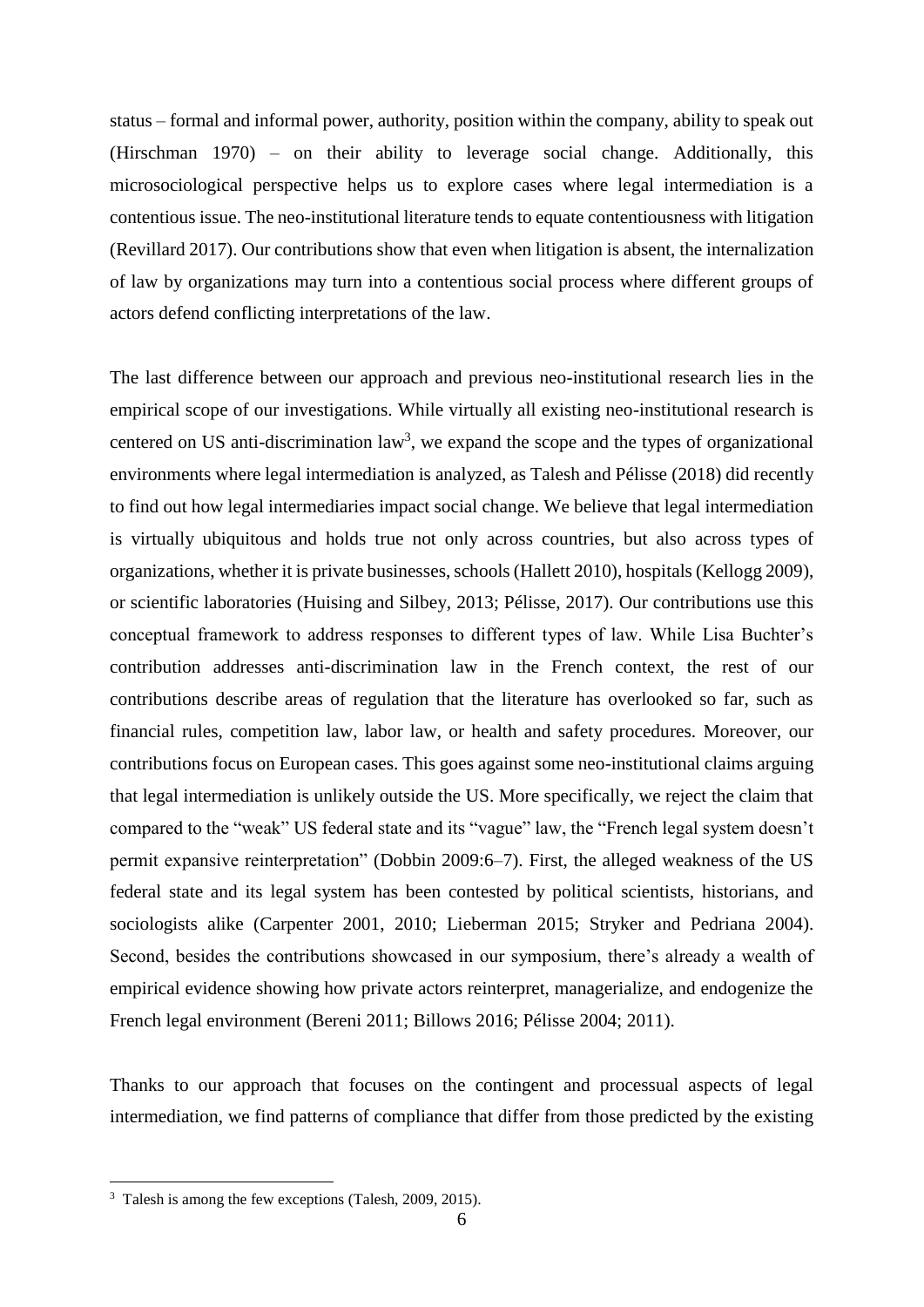status – formal and informal power, authority, position within the company, ability to speak out (Hirschman 1970) – on their ability to leverage social change. Additionally, this microsociological perspective helps us to explore cases where legal intermediation is a contentious issue. The neo-institutional literature tends to equate contentiousness with litigation (Revillard 2017). Our contributions show that even when litigation is absent, the internalization of law by organizations may turn into a contentious social process where different groups of actors defend conflicting interpretations of the law.

The last difference between our approach and previous neo-institutional research lies in the empirical scope of our investigations. While virtually all existing neo-institutional research is centered on US anti-discrimination law[3], we expand the scope and the types of organizational environments where legal intermediation is analyzed, as Talesh and Pélisse (2018) did recently to find out how legal intermediaries impact social change. We believe that legal intermediation is virtually ubiquitous and holds true not only across countries, but also across types of organizations, whether it is private businesses, schools (Hallett 2010), hospitals (Kellogg 2009), or scientific laboratories (Huising and Silbey, 2013; Pélisse, 2017). Our contributions use this conceptual framework to address responses to different types of law. While Lisa Buchter's contribution addresses anti-discrimination law in the French context, the rest of our contributions describe areas of regulation that the literature has overlooked so far, such as financial rules, competition law, labor law, or health and safety procedures. Moreover, our contributions focus on European cases. This goes against some neo-institutional claims arguing that legal intermediation is unlikely outside the US. More specifically, we reject the claim that compared to the "weak" US federal state and its "vague" law, the "French legal system doesn't permit expansive reinterpretation" (Dobbin 2009:6–7). First, the alleged weakness of the US federal state and its legal system has been contested by political scientists, historians, and sociologists alike (Carpenter 2001, 2010; Lieberman 2015; Stryker and Pedriana 2004). Second, besides the contributions showcased in our symposium, there's already a wealth of empirical evidence showing how private actors reinterpret, managerialize, and endogenize the French legal environment (Bereni 2011; Billows 2016; Pélisse 2004; 2011).

Thanks to our approach that focuses on the contingent and processual aspects of legal intermediation, we find patterns of compliance that differ from those predicted by the existing

[3] Talesh is among the few exceptions (Talesh, 2009, 2015).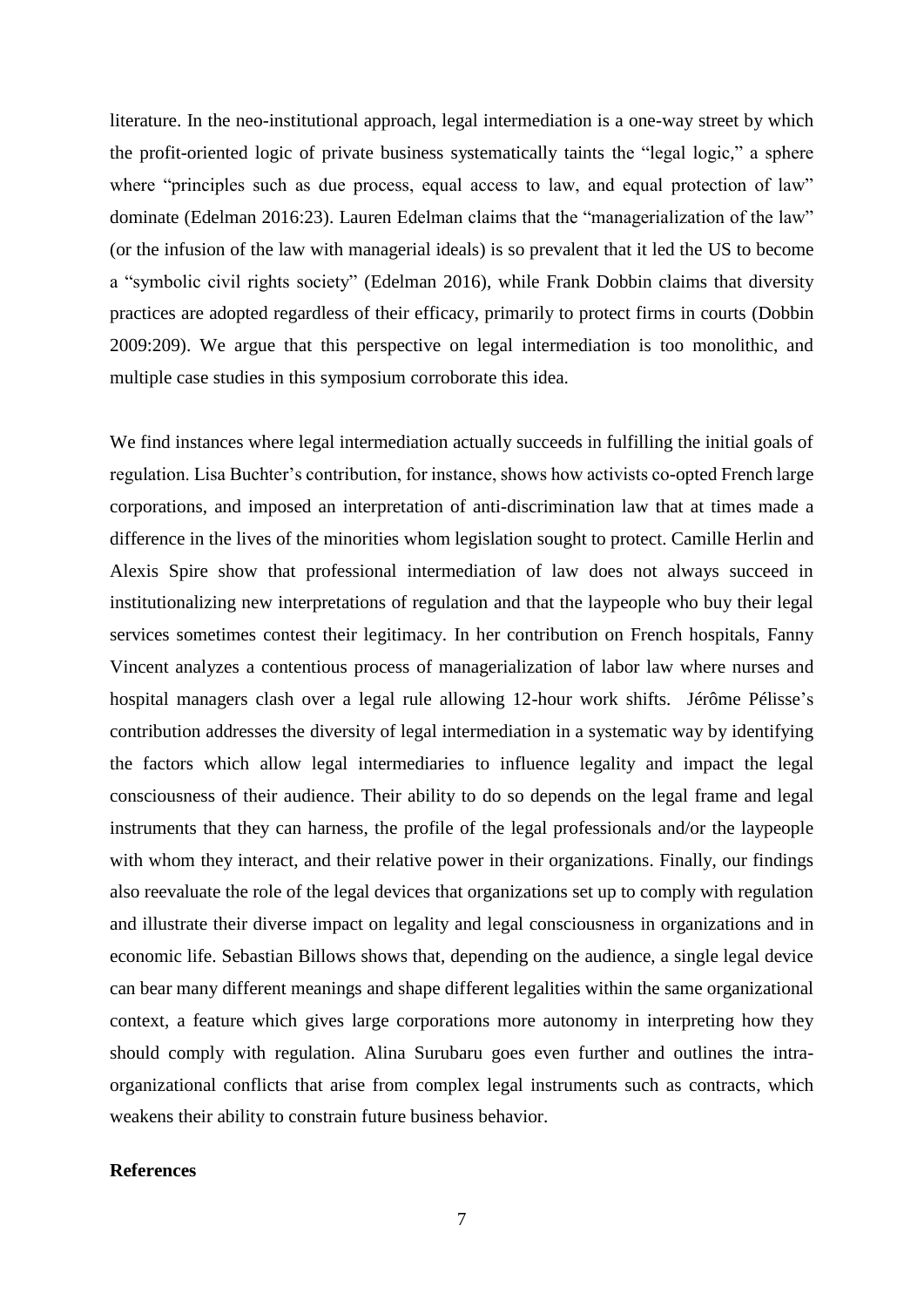literature. In the neo-institutional approach, legal intermediation is a one-way street by which the profit-oriented logic of private business systematically taints the "legal logic," a sphere where "principles such as due process, equal access to law, and equal protection of law" dominate (Edelman 2016:23). Lauren Edelman claims that the "managerialization of the law" (or the infusion of the law with managerial ideals) is so prevalent that it led the US to become a "symbolic civil rights society" (Edelman 2016), while Frank Dobbin claims that diversity practices are adopted regardless of their efficacy, primarily to protect firms in courts (Dobbin 2009:209). We argue that this perspective on legal intermediation is too monolithic, and multiple case studies in this symposium corroborate this idea.

We find instances where legal intermediation actually succeeds in fulfilling the initial goals of regulation. Lisa Buchter's contribution, for instance, shows how activists co-opted French large corporations, and imposed an interpretation of anti-discrimination law that at times made a difference in the lives of the minorities whom legislation sought to protect. Camille Herlin and Alexis Spire show that professional intermediation of law does not always succeed in institutionalizing new interpretations of regulation and that the laypeople who buy their legal services sometimes contest their legitimacy. In her contribution on French hospitals, Fanny Vincent analyzes a contentious process of managerialization of labor law where nurses and hospital managers clash over a legal rule allowing 12-hour work shifts. Jérôme Pélisse's contribution addresses the diversity of legal intermediation in a systematic way by identifying the factors which allow legal intermediaries to influence legality and impact the legal consciousness of their audience. Their ability to do so depends on the legal frame and legal instruments that they can harness, the profile of the legal professionals and/or the laypeople with whom they interact, and their relative power in their organizations. Finally, our findings also reevaluate the role of the legal devices that organizations set up to comply with regulation and illustrate their diverse impact on legality and legal consciousness in organizations and in economic life. Sebastian Billows shows that, depending on the audience, a single legal device can bear many different meanings and shape different legalities within the same organizational context, a feature which gives large corporations more autonomy in interpreting how they should comply with regulation. Alina Surubaru goes even further and outlines the intra-organizational conflicts that arise from complex legal instruments such as contracts, which weakens their ability to constrain future business behavior.

**References**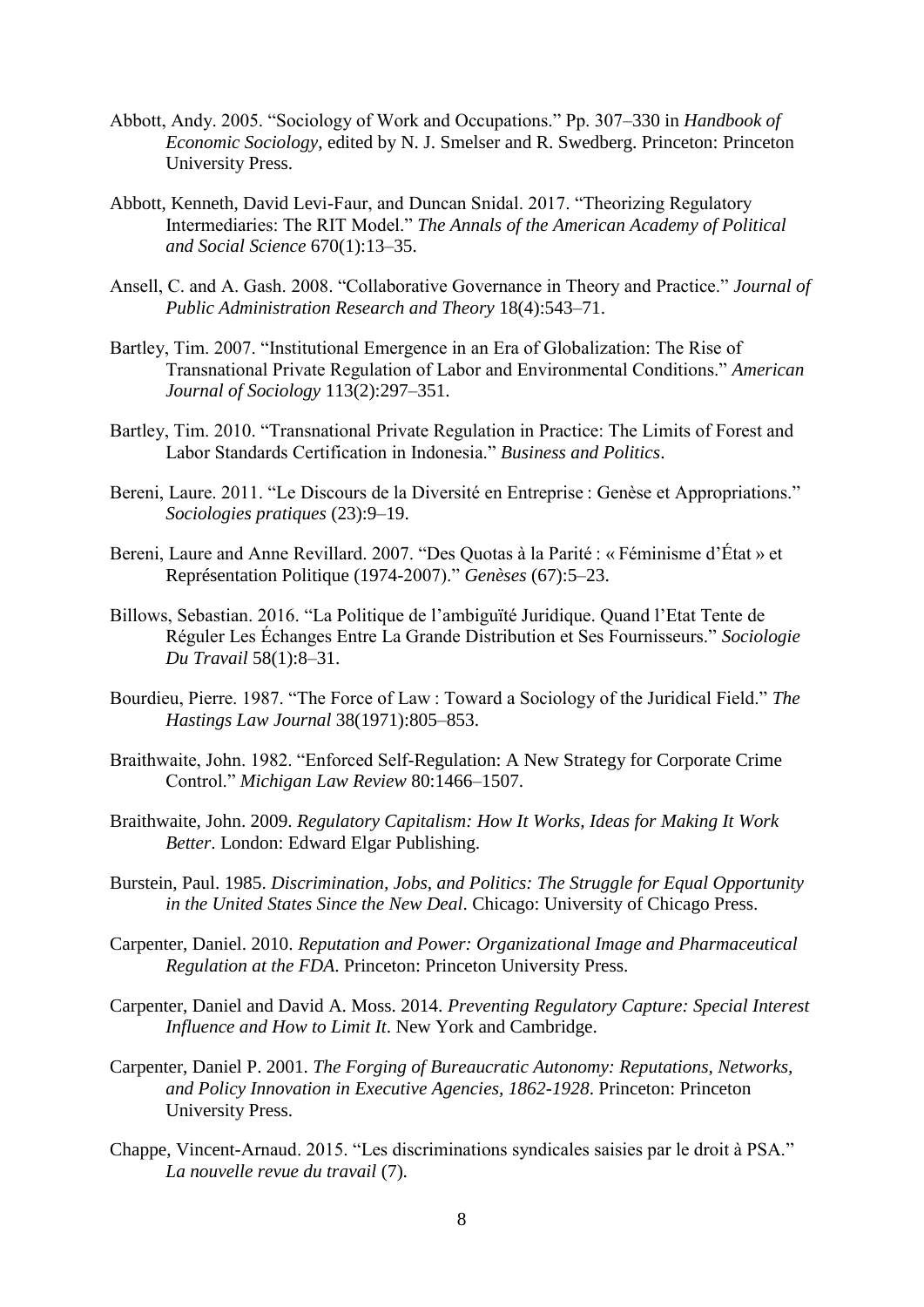Abbott, Andy. 2005. "Sociology of Work and Occupations." Pp. 307–330 in *Handbook of Economic Sociology*, edited by N. J. Smelser and R. Swedberg. Princeton: Princeton University Press.

Abbott, Kenneth, David Levi-Faur, and Duncan Snidal. 2017. "Theorizing Regulatory Intermediaries: The RIT Model." *The Annals of the American Academy of Political and Social Science* 670(1):13–35.

Ansell, C. and A. Gash. 2008. "Collaborative Governance in Theory and Practice." *Journal of Public Administration Research and Theory* 18(4):543–71.

Bartley, Tim. 2007. "Institutional Emergence in an Era of Globalization: The Rise of Transnational Private Regulation of Labor and Environmental Conditions." *American Journal of Sociology* 113(2):297–351.

Bartley, Tim. 2010. "Transnational Private Regulation in Practice: The Limits of Forest and Labor Standards Certification in Indonesia." *Business and Politics*.

Bereni, Laure. 2011. "Le Discours de la Diversité en Entreprise : Genèse et Appropriations." *Sociologies pratiques* (23):9–19.

Bereni, Laure and Anne Revillard. 2007. "Des Quotas à la Parité : « Féminisme d'État » et Représentation Politique (1974-2007)." *Genèses* (67):5–23.

Billows, Sebastian. 2016. "La Politique de l'ambiguïté Juridique. Quand l'Etat Tente de Réguler Les Échanges Entre La Grande Distribution et Ses Fournisseurs." *Sociologie Du Travail* 58(1):8–31.

Bourdieu, Pierre. 1987. "The Force of Law : Toward a Sociology of the Juridical Field." *The Hastings Law Journal* 38(1971):805–853.

Braithwaite, John. 1982. "Enforced Self-Regulation: A New Strategy for Corporate Crime Control." *Michigan Law Review* 80:1466–1507.

Braithwaite, John. 2009. *Regulatory Capitalism: How It Works, Ideas for Making It Work Better*. London: Edward Elgar Publishing.

Burstein, Paul. 1985. *Discrimination, Jobs, and Politics: The Struggle for Equal Opportunity in the United States Since the New Deal*. Chicago: University of Chicago Press.

Carpenter, Daniel. 2010. *Reputation and Power: Organizational Image and Pharmaceutical Regulation at the FDA*. Princeton: Princeton University Press.

Carpenter, Daniel and David A. Moss. 2014. *Preventing Regulatory Capture: Special Interest Influence and How to Limit It*. New York and Cambridge.

Carpenter, Daniel P. 2001. *The Forging of Bureaucratic Autonomy: Reputations, Networks, and Policy Innovation in Executive Agencies, 1862-1928*. Princeton: Princeton University Press.

Chappe, Vincent-Arnaud. 2015. "Les discriminations syndicales saisies par le droit à PSA." *La nouvelle revue du travail* (7).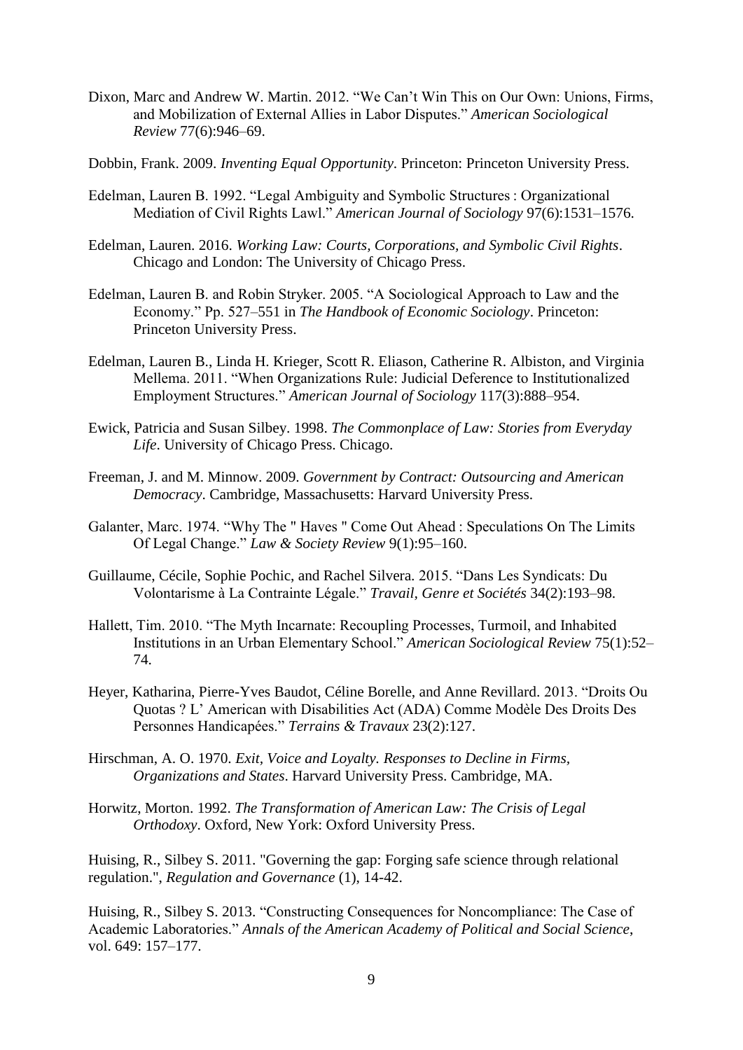Dixon, Marc and Andrew W. Martin. 2012. "We Can't Win This on Our Own: Unions, Firms, and Mobilization of External Allies in Labor Disputes." *American Sociological Review* 77(6):946–69.

Dobbin, Frank. 2009. *Inventing Equal Opportunity*. Princeton: Princeton University Press.

Edelman, Lauren B. 1992. "Legal Ambiguity and Symbolic Structures : Organizational Mediation of Civil Rights Lawl." *American Journal of Sociology* 97(6):1531–1576.

Edelman, Lauren. 2016. *Working Law: Courts, Corporations, and Symbolic Civil Rights*. Chicago and London: The University of Chicago Press.

Edelman, Lauren B. and Robin Stryker. 2005. "A Sociological Approach to Law and the Economy." Pp. 527–551 in *The Handbook of Economic Sociology*. Princeton: Princeton University Press.

Edelman, Lauren B., Linda H. Krieger, Scott R. Eliason, Catherine R. Albiston, and Virginia Mellema. 2011. "When Organizations Rule: Judicial Deference to Institutionalized Employment Structures." *American Journal of Sociology* 117(3):888–954.

Ewick, Patricia and Susan Silbey. 1998. *The Commonplace of Law: Stories from Everyday Life*. University of Chicago Press. Chicago.

Freeman, J. and M. Minnow. 2009. *Government by Contract: Outsourcing and American Democracy*. Cambridge, Massachusetts: Harvard University Press.

Galanter, Marc. 1974. "Why The " Haves " Come Out Ahead : Speculations On The Limits Of Legal Change." *Law & Society Review* 9(1):95–160.

Guillaume, Cécile, Sophie Pochic, and Rachel Silvera. 2015. "Dans Les Syndicats: Du Volontarisme à La Contrainte Légale." *Travail, Genre et Sociétés* 34(2):193–98.

Hallett, Tim. 2010. "The Myth Incarnate: Recoupling Processes, Turmoil, and Inhabited Institutions in an Urban Elementary School." *American Sociological Review* 75(1):52–74.

Heyer, Katharina, Pierre-Yves Baudot, Céline Borelle, and Anne Revillard. 2013. "Droits Ou Quotas ? L' American with Disabilities Act (ADA) Comme Modèle Des Droits Des Personnes Handicapées." *Terrains & Travaux* 23(2):127.

Hirschman, A. O. 1970. *Exit, Voice and Loyalty. Responses to Decline in Firms, Organizations and States*. Harvard University Press. Cambridge, MA.

Horwitz, Morton. 1992. *The Transformation of American Law: The Crisis of Legal Orthodoxy*. Oxford, New York: Oxford University Press.

Huising, R., Silbey S. 2011. "Governing the gap: Forging safe science through relational regulation.", *Regulation and Governance* (1), 14-42.

Huising, R., Silbey S. 2013. "Constructing Consequences for Noncompliance: The Case of Academic Laboratories." *Annals of the American Academy of Political and Social Science*, vol. 649: 157–177.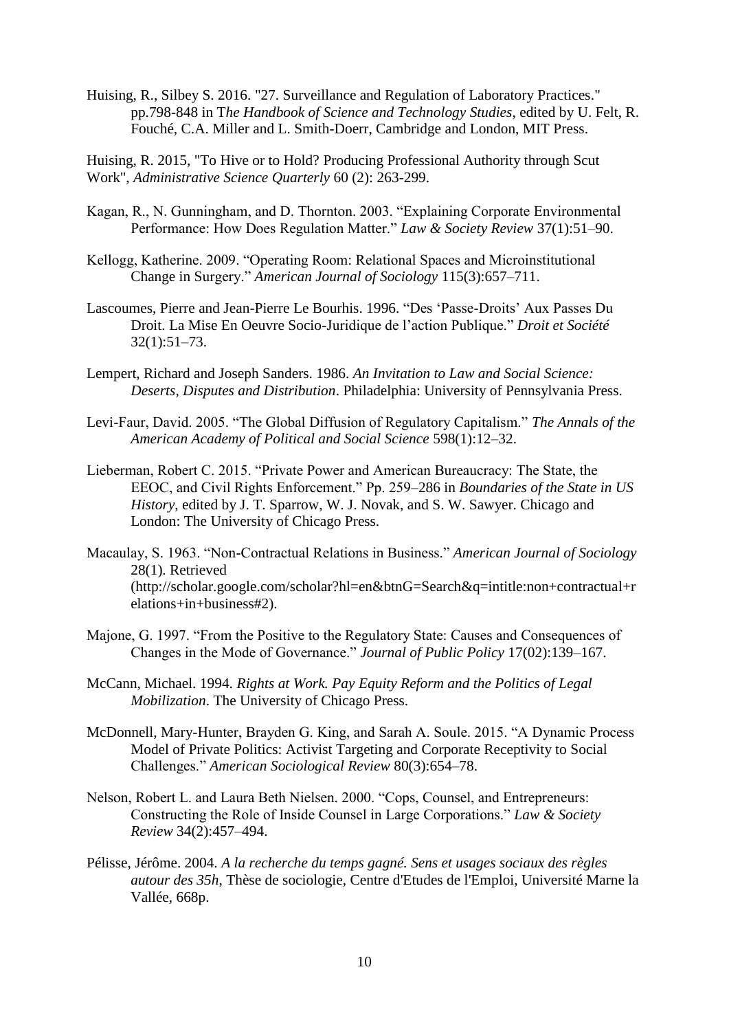Huising, R., Silbey S. 2016. "27. Surveillance and Regulation of Laboratory Practices." pp.798-848 in T*he Handbook of Science and Technology Studies*, edited by U. Felt, R. Fouché, C.A. Miller and L. Smith-Doerr, Cambridge and London, MIT Press.

Huising, R. 2015, "To Hive or to Hold? Producing Professional Authority through Scut Work", *Administrative Science Quarterly* 60 (2): 263-299.

Kagan, R., N. Gunningham, and D. Thornton. 2003. "Explaining Corporate Environmental Performance: How Does Regulation Matter." *Law & Society Review* 37(1):51–90.

Kellogg, Katherine. 2009. "Operating Room: Relational Spaces and Microinstitutional Change in Surgery." *American Journal of Sociology* 115(3):657–711.

Lascoumes, Pierre and Jean-Pierre Le Bourhis. 1996. "Des 'Passe-Droits' Aux Passes Du Droit. La Mise En Oeuvre Socio-Juridique de l'action Publique." *Droit et Société* 32(1):51–73.

Lempert, Richard and Joseph Sanders. 1986. *An Invitation to Law and Social Science: Deserts, Disputes and Distribution*. Philadelphia: University of Pennsylvania Press.

Levi-Faur, David. 2005. "The Global Diffusion of Regulatory Capitalism." *The Annals of the American Academy of Political and Social Science* 598(1):12–32.

Lieberman, Robert C. 2015. "Private Power and American Bureaucracy: The State, the EEOC, and Civil Rights Enforcement." Pp. 259–286 in *Boundaries of the State in US History*, edited by J. T. Sparrow, W. J. Novak, and S. W. Sawyer. Chicago and London: The University of Chicago Press.

Macaulay, S. 1963. "Non-Contractual Relations in Business." *American Journal of Sociology* 28(1). Retrieved (http://scholar.google.com/scholar?hl=en&btnG=Search&q=intitle:non+contractual+relations+in+business#2).

Majone, G. 1997. "From the Positive to the Regulatory State: Causes and Consequences of Changes in the Mode of Governance." *Journal of Public Policy* 17(02):139–167.

McCann, Michael. 1994. *Rights at Work. Pay Equity Reform and the Politics of Legal Mobilization*. The University of Chicago Press.

McDonnell, Mary-Hunter, Brayden G. King, and Sarah A. Soule. 2015. "A Dynamic Process Model of Private Politics: Activist Targeting and Corporate Receptivity to Social Challenges." *American Sociological Review* 80(3):654–78.

Nelson, Robert L. and Laura Beth Nielsen. 2000. "Cops, Counsel, and Entrepreneurs: Constructing the Role of Inside Counsel in Large Corporations." *Law & Society Review* 34(2):457–494.

Pélisse, Jérôme. 2004. *A la recherche du temps gagné. Sens et usages sociaux des règles autour des 35h*, Thèse de sociologie, Centre d'Etudes de l'Emploi, Université Marne la Vallée, 668p.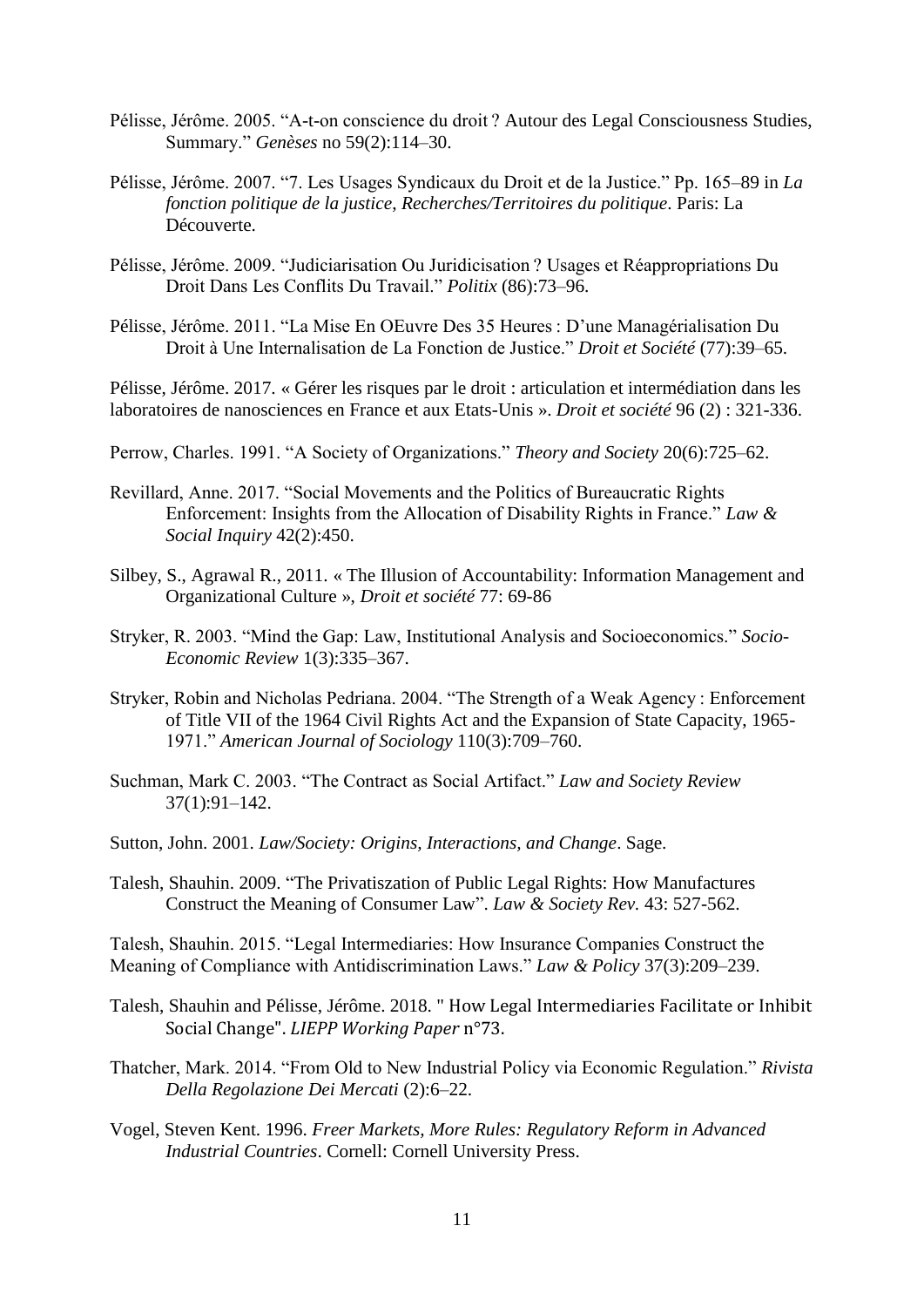Pélisse, Jérôme. 2005. "A-t-on conscience du droit ? Autour des Legal Consciousness Studies, Summary." *Genèses* no 59(2):114–30.

Pélisse, Jérôme. 2007. "7. Les Usages Syndicaux du Droit et de la Justice." Pp. 165–89 in *La fonction politique de la justice, Recherches/Territoires du politique*. Paris: La Découverte.

Pélisse, Jérôme. 2009. "Judiciarisation Ou Juridicisation ? Usages et Réappropriations Du Droit Dans Les Conflits Du Travail." *Politix* (86):73–96.

Pélisse, Jérôme. 2011. "La Mise En OEuvre Des 35 Heures : D'une Managérialisation Du Droit à Une Internalisation de La Fonction de Justice." *Droit et Société* (77):39–65.

Pélisse, Jérôme. 2017. « Gérer les risques par le droit : articulation et intermédiation dans les laboratoires de nanosciences en France et aux Etats-Unis ». *Droit et société* 96 (2) : 321-336.

Perrow, Charles. 1991. "A Society of Organizations." *Theory and Society* 20(6):725–62.

Revillard, Anne. 2017. "Social Movements and the Politics of Bureaucratic Rights Enforcement: Insights from the Allocation of Disability Rights in France." *Law & Social Inquiry* 42(2):450.

Silbey, S., Agrawal R., 2011. « The Illusion of Accountability: Information Management and Organizational Culture », *Droit et société* 77: 69-86

Stryker, R. 2003. "Mind the Gap: Law, Institutional Analysis and Socioeconomics." *Socio-Economic Review* 1(3):335–367.

Stryker, Robin and Nicholas Pedriana. 2004. "The Strength of a Weak Agency : Enforcement of Title VII of the 1964 Civil Rights Act and the Expansion of State Capacity, 1965-1971." *American Journal of Sociology* 110(3):709–760.

Suchman, Mark C. 2003. "The Contract as Social Artifact." *Law and Society Review* 37(1):91–142.

Sutton, John. 2001. *Law/Society: Origins, Interactions, and Change*. Sage.

Talesh, Shauhin. 2009. "The Privatiszation of Public Legal Rights: How Manufactures Construct the Meaning of Consumer Law". *Law & Society Rev.* 43: 527-562.

Talesh, Shauhin. 2015. "Legal Intermediaries: How Insurance Companies Construct the Meaning of Compliance with Antidiscrimination Laws." *Law & Policy* 37(3):209–239.

Talesh, Shauhin and Pélisse, Jérôme. 2018. " How Legal Intermediaries Facilitate or Inhibit Social Change". *LIEPP Working Paper* n°73.

Thatcher, Mark. 2014. "From Old to New Industrial Policy via Economic Regulation." *Rivista Della Regolazione Dei Mercati* (2):6–22.

Vogel, Steven Kent. 1996. *Freer Markets, More Rules: Regulatory Reform in Advanced Industrial Countries*. Cornell: Cornell University Press.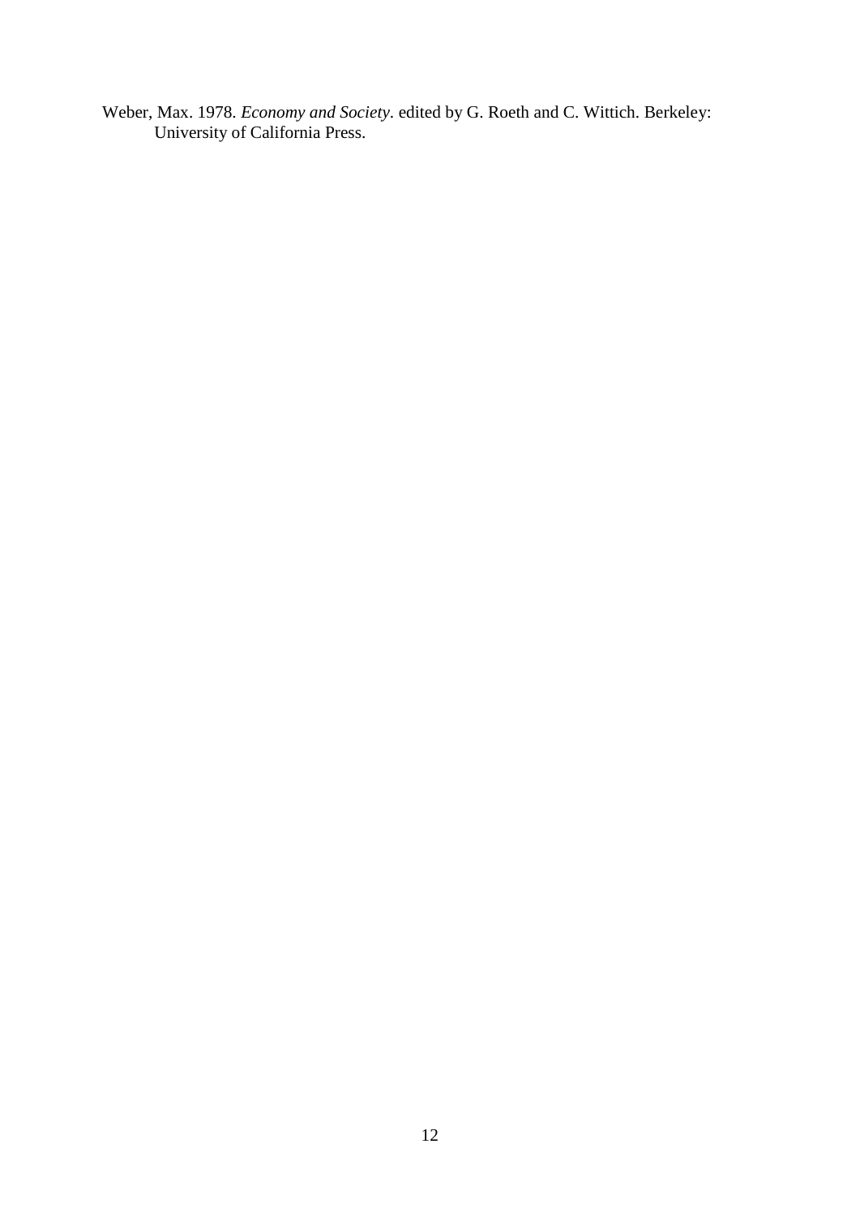Weber, Max. 1978. *Economy and Society*. edited by G. Roeth and C. Wittich. Berkeley: University of California Press.